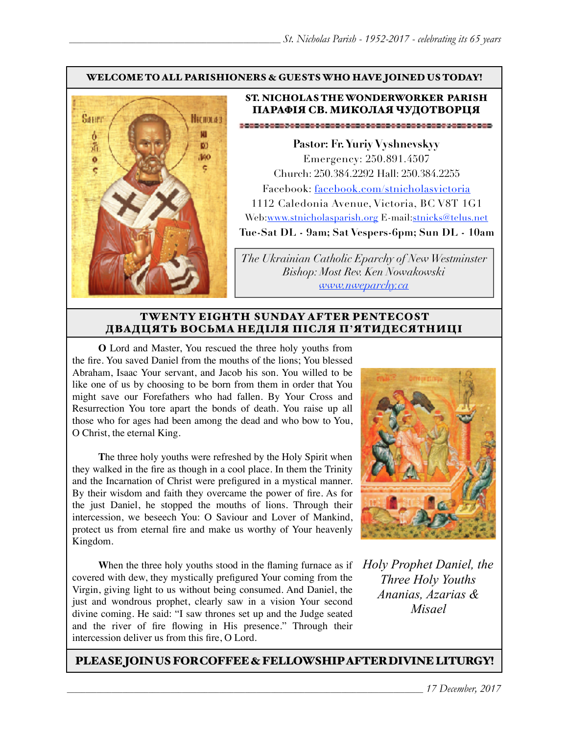**WELCOME TO ALL PARISHIONERS & GUESTS WHO HAVE JOINED US TODAY!**

## ST. NICHOLAS THE WONDERWORKER PARISH
## ПАРАФІЯ СВ. МИКОЛАЯ ЧУДОТВОРЦЯ

**Pastor: Fr. Yuriy Vyshnevskyy**
Emergency: 250.891.4507
Church: 250.384.2292 Hall: 250.384.2255
Facebook: facebook.com/stnicholasvictoria
1112 Caledonia Avenue, Victoria, BC V8T 1G1
Web:www.stnicholasparish.org E-mail:stnicks@telus.net
**Tue-Sat DL - 9am; Sat Vespers-6pm; Sun DL - 10am**

*The Ukrainian Catholic Eparchy of New Westminster*
*Bishop: Most Rev. Ken Nowakowski*
*www.nweparchy.ca*

## TWENTY EIGHTH SUNDAY AFTER PENTECOST
## ДВАДЦЯТЬ ВОСЬМА НЕДІЛЯ ПІСЛЯ П'ЯТИДЕСЯТНИЦІ

**O** Lord and Master, You rescued the three holy youths from the fire. You saved Daniel from the mouths of the lions; You blessed Abraham, Isaac Your servant, and Jacob his son. You willed to be like one of us by choosing to be born from them in order that You might save our Forefathers who had fallen. By Your Cross and Resurrection You tore apart the bonds of death. You raise up all those who for ages had been among the dead and who bow to You, O Christ, the eternal King.

**T**he three holy youths were refreshed by the Holy Spirit when they walked in the fire as though in a cool place. In them the Trinity and the Incarnation of Christ were prefigured in a mystical manner. By their wisdom and faith they overcame the power of fire. As for the just Daniel, he stopped the mouths of lions. Through their intercession, we beseech You: O Saviour and Lover of Mankind, protect us from eternal fire and make us worthy of Your heavenly Kingdom.

**W**hen the three holy youths stood in the flaming furnace as if covered with dew, they mystically prefigured Your coming from the Virgin, giving light to us without being consumed. And Daniel, the just and wondrous prophet, clearly saw in a vision Your second divine coming. He said: "I saw thrones set up and the Judge seated and the river of fire flowing in His presence." Through their intercession deliver us from this fire, O Lord.

*Holy Prophet Daniel, the Three Holy Youths Ananias, Azarias & Misael*

**PLEASE JOIN US FOR COFFEE & FELLOWSHIP AFTER DIVINE LITURGY!**

*17 December, 2017*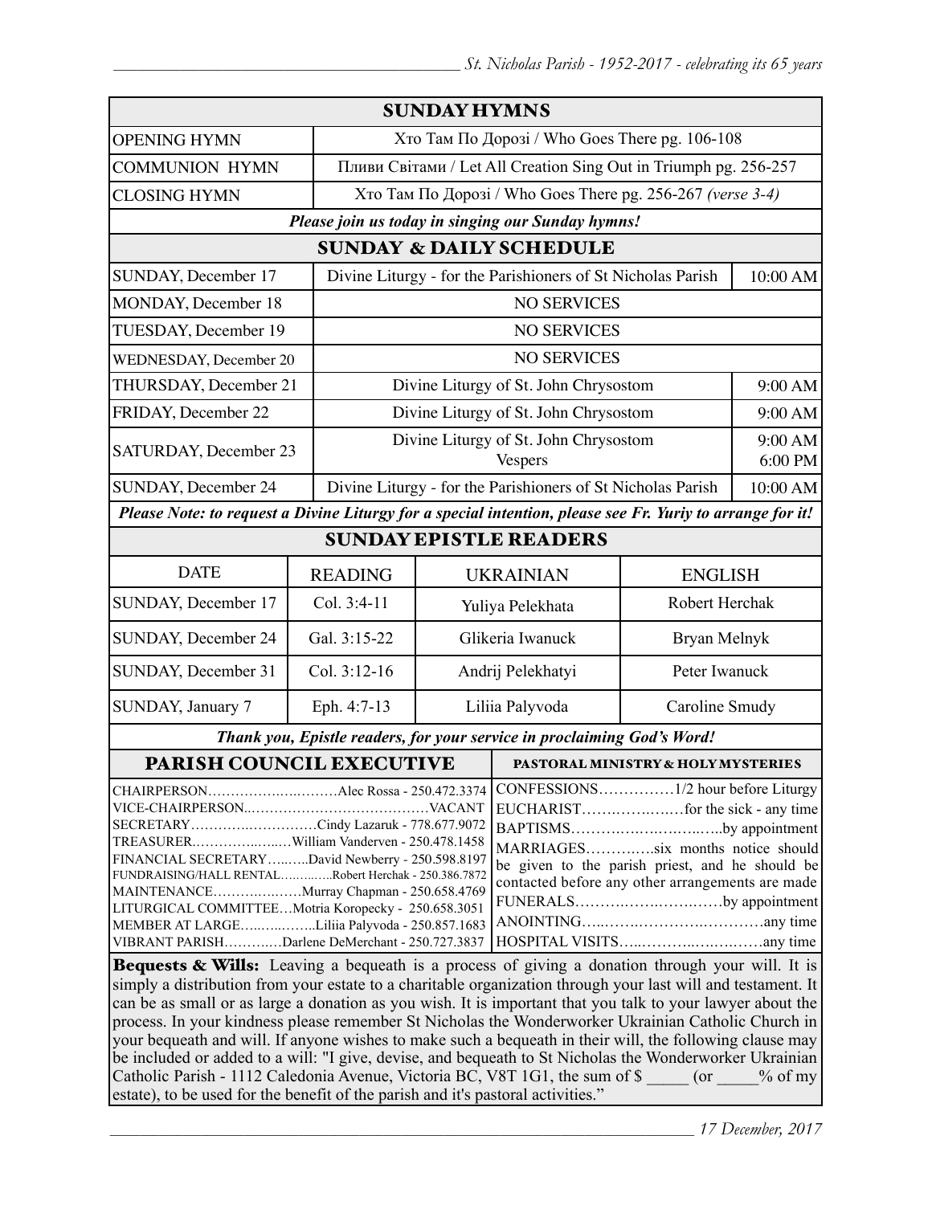## SUNDAY HYMNS

| | |
|---|---|
| OPENING HYMN | Хто Там По Дорозі / Who Goes There pg. 106-108 |
| COMMUNION HYMN | Пливи Світами / Let All Creation Sing Out in Triumph pg. 256-257 |
| CLOSING HYMN | Хто Там По Дорозі / Who Goes There pg. 256-267 *(verse 3-4)* |

***Please join us today in singing our Sunday hymns!***

## SUNDAY & DAILY SCHEDULE

| | | |
|---|---|---|
| SUNDAY, December 17 | Divine Liturgy - for the Parishioners of St Nicholas Parish | 10:00 AM |
| MONDAY, December 18 | NO SERVICES | |
| TUESDAY, December 19 | NO SERVICES | |
| WEDNESDAY, December 20 | NO SERVICES | |
| THURSDAY, December 21 | Divine Liturgy of St. John Chrysostom | 9:00 AM |
| FRIDAY, December 22 | Divine Liturgy of St. John Chrysostom | 9:00 AM |
| SATURDAY, December 23 | Divine Liturgy of St. John Chrysostom<br>Vespers | 9:00 AM<br>6:00 PM |
| SUNDAY, December 24 | Divine Liturgy - for the Parishioners of St Nicholas Parish | 10:00 AM |

***Please Note: to request a Divine Liturgy for a special intention, please see Fr. Yuriy to arrange for it!***

## SUNDAY EPISTLE READERS

| DATE | READING | UKRAINIAN | ENGLISH |
|---|---|---|---|
| SUNDAY, December 17 | Col. 3:4-11 | Yuliya Pelekhata | Robert Herchak |
| SUNDAY, December 24 | Gal. 3:15-22 | Glikeria Iwanuck | Bryan Melnyk |
| SUNDAY, December 31 | Col. 3:12-16 | Andrij Pelekhatyi | Peter Iwanuck |
| SUNDAY, January 7 | Eph. 4:7-13 | Liliia Palyvoda | Caroline Smudy |

***Thank you, Epistle readers, for your service in proclaiming God's Word!***

## PARISH COUNCIL EXECUTIVE

CHAIRPERSON……………………Alec Rossa - 250.472.3374
VICE-CHAIRPERSON……………………………VACANT
SECRETARY……………………Cindy Lazaruk - 778.677.9072
TREASURER……………William Vanderven - 250.478.1458
FINANCIAL SECRETARY………David Newberry - 250.598.8197
FUNDRAISING/HALL RENTAL…………Robert Herchak - 250.386.7872
MAINTENANCE………………Murray Chapman - 250.658.4769
LITURGICAL COMMITTEE…Motria Koropecky - 250.658.3051
MEMBER AT LARGE…………Liliia Palyvoda - 250.857.1683
VIBRANT PARISH…………Darlene DeMerchant - 250.727.3837

## PASTORAL MINISTRY & HOLY MYSTERIES

CONFESSIONS……………1/2 hour before Liturgy
EUCHARIST………………for the sick - any time
BAPTISMS……………………………by appointment
MARRIAGES…………six months notice should be given to the parish priest, and he should be contacted before any other arrangements are made
FUNERALS…………………………by appointment
ANOINTING……………………………any time
HOSPITAL VISITS………………………any time

**Bequests & Wills:** Leaving a bequeath is a process of giving a donation through your will. It is simply a distribution from your estate to a charitable organization through your last will and testament. It can be as small or as large a donation as you wish. It is important that you talk to your lawyer about the process. In your kindness please remember St Nicholas the Wonderworker Ukrainian Catholic Church in your bequeath and will. If anyone wishes to make such a bequeath in their will, the following clause may be included or added to a will: "I give, devise, and bequeath to St Nicholas the Wonderworker Ukrainian Catholic Parish - 1112 Caledonia Avenue, Victoria BC, V8T 1G1, the sum of $ _____ (or _____% of my estate), to be used for the benefit of the parish and it's pastoral activities."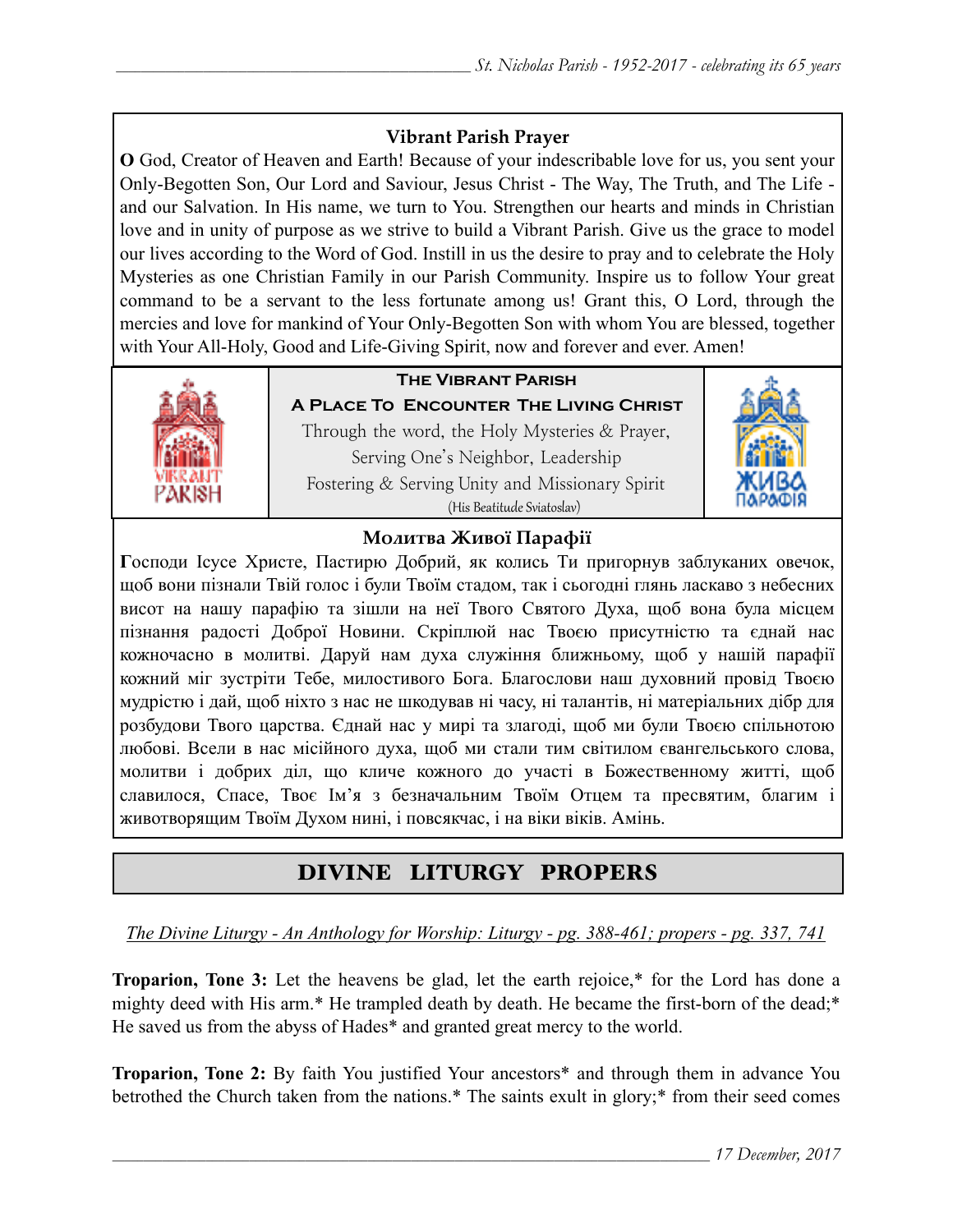### Vibrant Parish Prayer

**O** God, Creator of Heaven and Earth! Because of your indescribable love for us, you sent your Only-Begotten Son, Our Lord and Saviour, Jesus Christ - The Way, The Truth, and The Life - and our Salvation. In His name, we turn to You. Strengthen our hearts and minds in Christian love and in unity of purpose as we strive to build a Vibrant Parish. Give us the grace to model our lives according to the Word of God. Instill in us the desire to pray and to celebrate the Holy Mysteries as one Christian Family in our Parish Community. Inspire us to follow Your great command to be a servant to the less fortunate among us! Grant this, O Lord, through the mercies and love for mankind of Your Only-Begotten Son with whom You are blessed, together with Your All-Holy, Good and Life-Giving Spirit, now and forever and ever. Amen!

VIBRANT PARISH

**The Vibrant Parish**
**A Place To Encounter The Living Christ**
Through the word, the Holy Mysteries & Prayer,
Serving One's Neighbor, Leadership
Fostering & Serving Unity and Missionary Spirit
(His Beatitude Sviatoslav)

ЖИВА ПАРАФІЯ

### Молитва Живої Парафії

**Г**осподи Ісусе Христе, Пастирю Добрий, як колись Ти пригорнув заблуканих овечок, щоб вони пізнали Твій голос і були Твоїм стадом, так і сьогодні глянь ласкаво з небесних висот на нашу парафію та зішли на неї Твого Святого Духа, щоб вона була місцем пізнання радості Доброї Новини. Скріплюй нас Твоєю присутністю та єднай нас кожночасно в молитві. Даруй нам духа служіння ближньому, щоб у нашій парафії кожний міг зустріти Тебе, милостивого Бога. Благослови наш духовний провід Твоєю мудрістю і дай, щоб ніхто з нас не шкодував ні часу, ні талантів, ні матеріальних дібр для розбудови Твого царства. Єднай нас у мирі та злагоді, щоб ми були Твоєю спільнотою любові. Всели в нас місійного духа, щоб ми стали тим світилом євангельського слова, молитви і добрих діл, що кличе кожного до участі в Божественному житті, щоб славилося, Спасе, Твоє Ім'я з безначальним Твоїм Отцем та пресвятим, благим і животворящим Твоїм Духом нині, і повсякчас, і на віки віків. Амінь.

## DIVINE LITURGY PROPERS

*The Divine Liturgy - An Anthology for Worship: Liturgy - pg. 388-461; propers - pg. 337, 741*

**Troparion, Tone 3:** Let the heavens be glad, let the earth rejoice,* for the Lord has done a mighty deed with His arm.* He trampled death by death. He became the first-born of the dead;* He saved us from the abyss of Hades* and granted great mercy to the world.

**Troparion, Tone 2:** By faith You justified Your ancestors* and through them in advance You betrothed the Church taken from the nations.* The saints exult in glory;* from their seed comes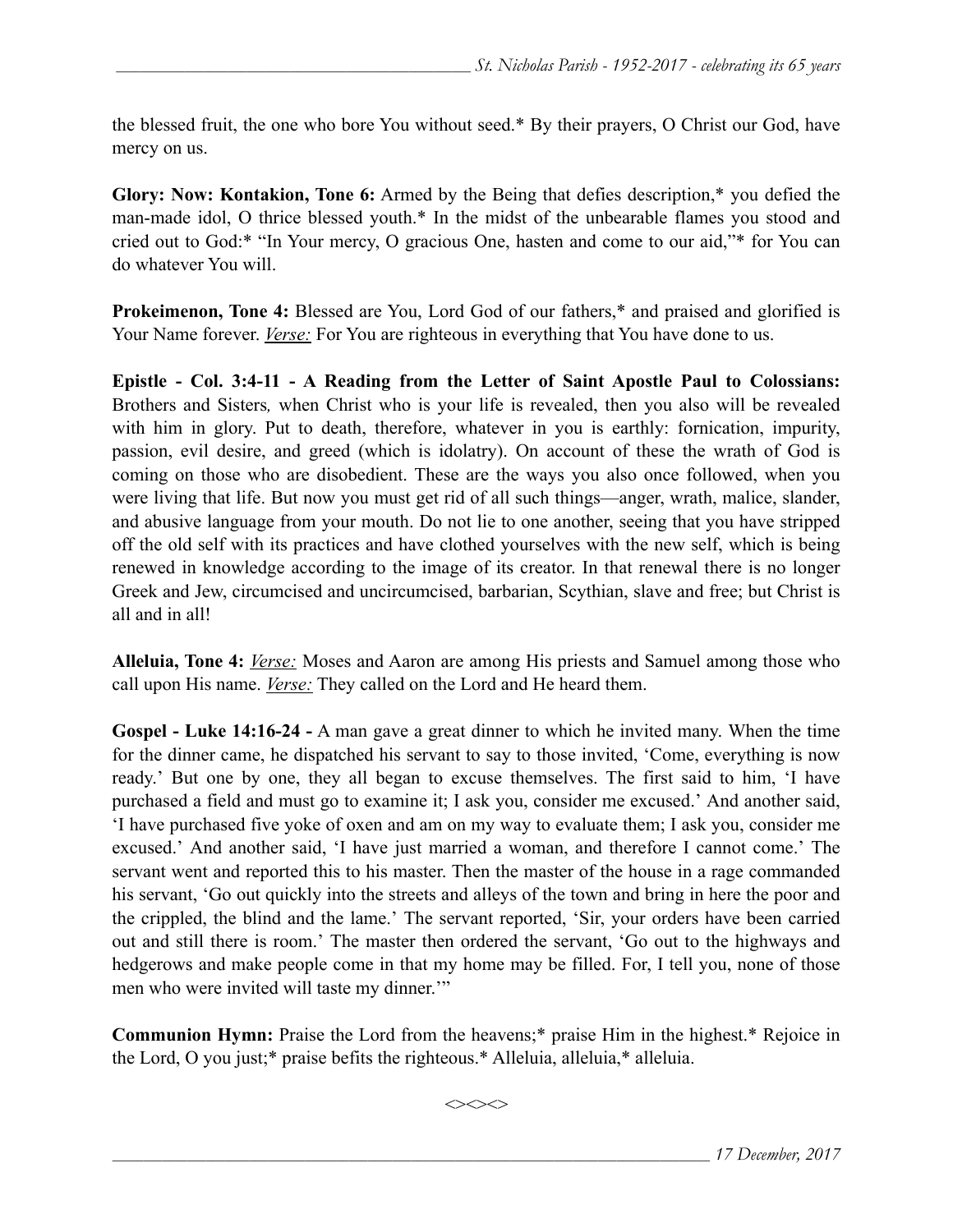the blessed fruit, the one who bore You without seed.* By their prayers, O Christ our God, have mercy on us.

**Glory: Now: Kontakion, Tone 6:** Armed by the Being that defies description,* you defied the man-made idol, O thrice blessed youth.* In the midst of the unbearable flames you stood and cried out to God:* "In Your mercy, O gracious One, hasten and come to our aid,"* for You can do whatever You will.

**Prokeimenon, Tone 4:** Blessed are You, Lord God of our fathers,* and praised and glorified is Your Name forever. *Verse:* For You are righteous in everything that You have done to us.

**Epistle - Col. 3:4-11 - A Reading from the Letter of Saint Apostle Paul to Colossians:** Brothers and Sisters*,* when Christ who is your life is revealed, then you also will be revealed with him in glory. Put to death, therefore, whatever in you is earthly: fornication, impurity, passion, evil desire, and greed (which is idolatry). On account of these the wrath of God is coming on those who are disobedient. These are the ways you also once followed, when you were living that life. But now you must get rid of all such things—anger, wrath, malice, slander, and abusive language from your mouth. Do not lie to one another, seeing that you have stripped off the old self with its practices and have clothed yourselves with the new self, which is being renewed in knowledge according to the image of its creator. In that renewal there is no longer Greek and Jew, circumcised and uncircumcised, barbarian, Scythian, slave and free; but Christ is all and in all!

**Alleluia, Tone 4:** *Verse:* Moses and Aaron are among His priests and Samuel among those who call upon His name. *Verse:* They called on the Lord and He heard them.

**Gospel - Luke 14:16-24 -** A man gave a great dinner to which he invited many. When the time for the dinner came, he dispatched his servant to say to those invited, 'Come, everything is now ready.' But one by one, they all began to excuse themselves. The first said to him, 'I have purchased a field and must go to examine it; I ask you, consider me excused.' And another said, 'I have purchased five yoke of oxen and am on my way to evaluate them; I ask you, consider me excused.' And another said, 'I have just married a woman, and therefore I cannot come.' The servant went and reported this to his master. Then the master of the house in a rage commanded his servant, 'Go out quickly into the streets and alleys of the town and bring in here the poor and the crippled, the blind and the lame.' The servant reported, 'Sir, your orders have been carried out and still there is room.' The master then ordered the servant, 'Go out to the highways and hedgerows and make people come in that my home may be filled. For, I tell you, none of those men who were invited will taste my dinner.'"

**Communion Hymn:** Praise the Lord from the heavens;* praise Him in the highest.* Rejoice in the Lord, O you just;* praise befits the righteous.* Alleluia, alleluia,* alleluia.

<><><>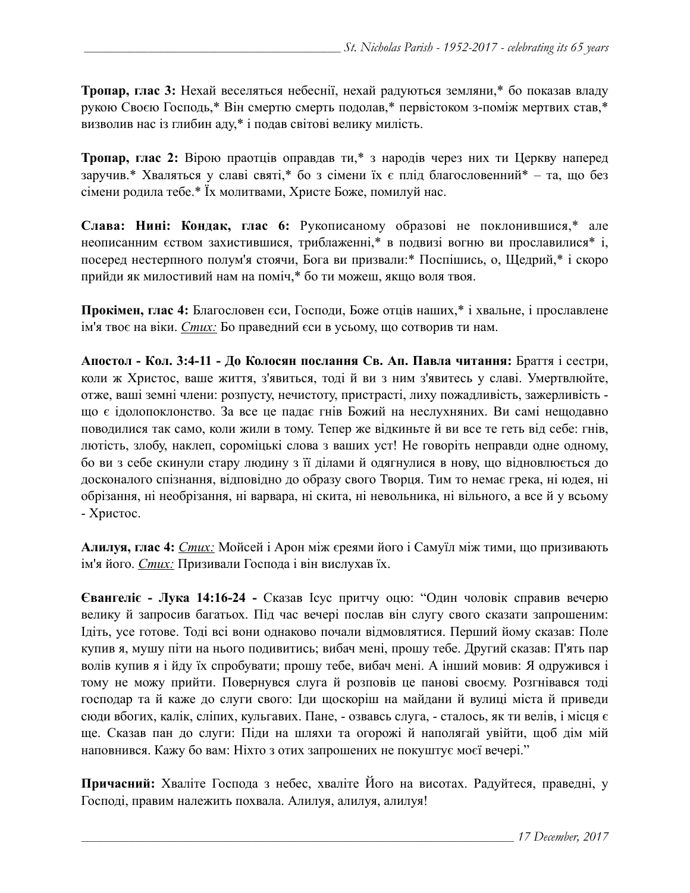**Тропар, глас 3:** Нехай веселяться небеснії, нехай радуються земляни,* бо показав владу рукою Своєю Господь,* Він смертю смерть подолав,* первістоком з-поміж мертвих став,* визволив нас із глибин аду,* і подав світові велику милість.

**Тропар, глас 2:** Вірою праотців оправдав ти,* з народів через них ти Церкву наперед заручив.* Хваляться у славі святі,* бо з сімени їх є плід благословенний* – та, що без сімени родила тебе.* Їх молитвами, Христе Боже, помилуй нас.

**Слава: Нині: Кондак, глас 6:** Рукописаному образові не поклонившися,* але неописанним єством захистившися, триблаженні,* в подвизі вогню ви прославилися* і, посеред нестерпного полум'я стоячи, Бога ви призвали:* Поспішись, о, Щедрий,* і скоро прийди як милостивий нам на поміч,* бо ти можеш, якщо воля твоя.

**Прокімен, глас 4:** Благословен єси, Господи, Боже отців наших,* і хвальне, і прославлене ім'я твоє на віки. *Стих:* Бо праведний єси в усьому, що сотворив ти нам.

**Апостол - Кол. 3:4-11 - До Колосян послання Св. Ап. Павла читання:** Браття і сестри, коли ж Христос, ваше життя, з'явиться, тоді й ви з ним з'явитесь у славі. Умертвлюйте, отже, ваші земні члени: розпусту, нечистоту, пристрасті, лиху пожадливість, зажерливість - що є ідолопоклонство. За все це падає гнів Божий на неслухняних. Ви самі нещодавно поводилися так само, коли жили в тому. Тепер же відкиньте й ви все те геть від себе: гнів, лютість, злобу, наклеп, сороміцькі слова з ваших уст! Не говоріть неправди одне одному, бо ви з себе скинули стару людину з її ділами й одягнулися в нову, що відновлюється до досконалого спізнання, відповідно до образу свого Творця. Тим то немає грека, ні юдея, ні обрізання, ні необрізання, ні варвара, ні скита, ні невольника, ні вільного, а все й у всьому - Христос.

**Алилуя, глас 4:** *Стих:* Мойсей і Арон між єреями його і Самуїл між тими, що призивають ім'я його. *Стих:* Призивали Господа і він вислухав їх.

**Євангеліє - Лука 14:16-24 -** Сказав Ісус притчу оцю: "Один чоловік справив вечерю велику й запросив багатьох. Під час вечері послав він слугу свого сказати запрошеним: Ідіть, усе готове. Тоді всі вони однаково почали відмовлятися. Перший йому сказав: Поле купив я, мушу піти на нього подивитись; вибач мені, прошу тебе. Другий сказав: П'ять пар волів купив я і йду їх спробувати; прошу тебе, вибач мені. А інший мовив: Я одружився і тому не можу прийти. Повернувся слуга й розповів це панові своєму. Розгнівався тоді господар та й каже до слуги свого: Іди щоскоріш на майдани й вулиці міста й приведи сюди вбогих, калік, сліпих, кульгавих. Пане, - озвавсь слуга, - сталось, як ти велів, і місця є ще. Сказав пан до слуги: Піди на шляхи та огорожі й наполягай увійти, щоб дім мій наповнився. Кажу бо вам: Ніхто з отих запрошених не покуштує моєї вечері."

**Причасний:** Хваліте Господа з небес, хваліте Його на висотах. Радуйтеся, праведні, у Господі, правим належить похвала. Алилуя, алилуя, алилуя!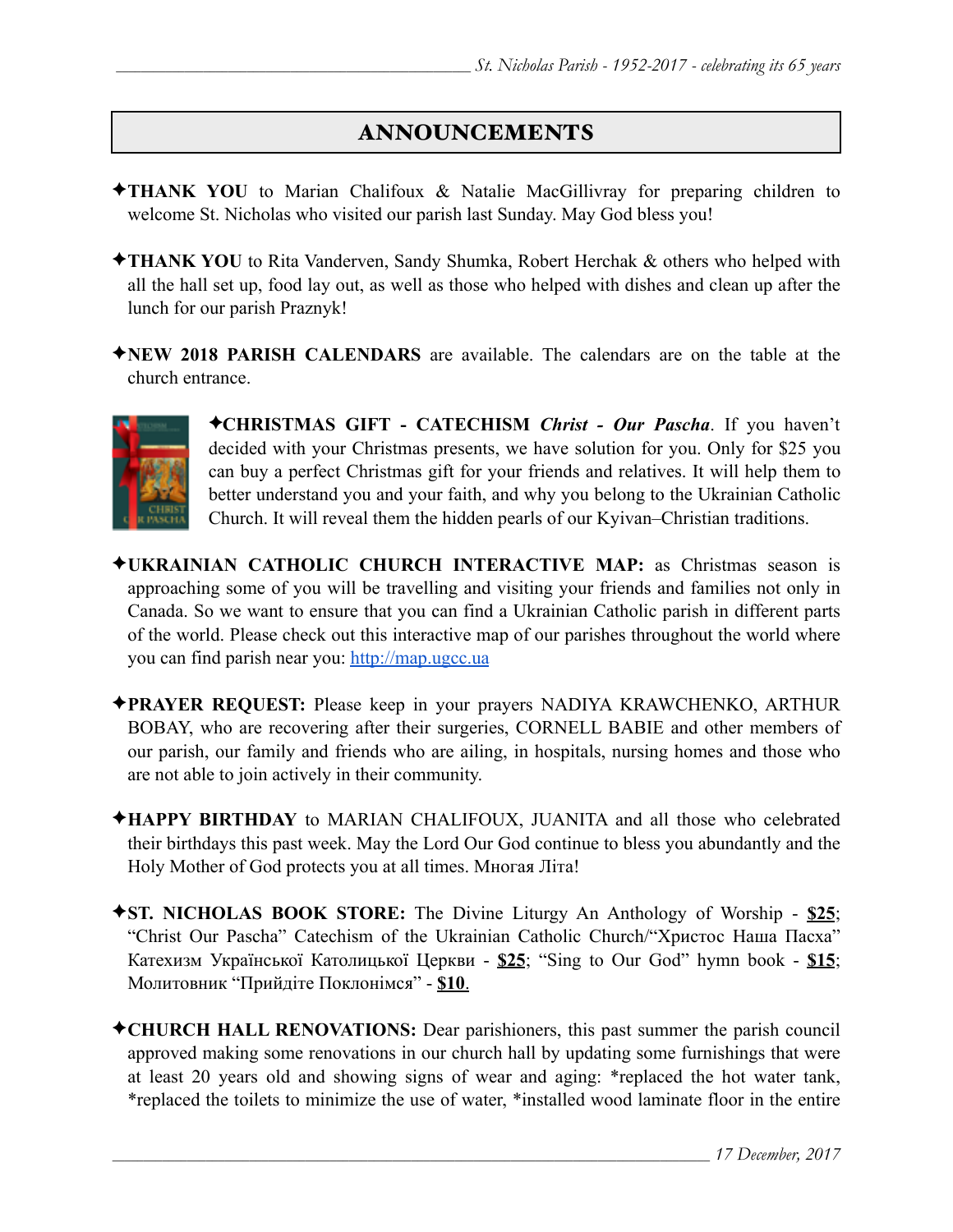## ANNOUNCEMENTS

✦**THANK YOU** to Marian Chalifoux & Natalie MacGillivray for preparing children to welcome St. Nicholas who visited our parish last Sunday. May God bless you!

✦**THANK YOU** to Rita Vanderven, Sandy Shumka, Robert Herchak & others who helped with all the hall set up, food lay out, as well as those who helped with dishes and clean up after the lunch for our parish Praznyk!

✦**NEW 2018 PARISH CALENDARS** are available. The calendars are on the table at the church entrance.

✦**CHRISTMAS GIFT - CATECHISM *Christ - Our Pascha***. If you haven't decided with your Christmas presents, we have solution for you. Only for $25 you can buy a perfect Christmas gift for your friends and relatives. It will help them to better understand you and your faith, and why you belong to the Ukrainian Catholic Church. It will reveal them the hidden pearls of our Kyivan–Christian traditions.

✦**UKRAINIAN CATHOLIC CHURCH INTERACTIVE MAP:** as Christmas season is approaching some of you will be travelling and visiting your friends and families not only in Canada. So we want to ensure that you can find a Ukrainian Catholic parish in different parts of the world. Please check out this interactive map of our parishes throughout the world where you can find parish near you: http://map.ugcc.ua

✦**PRAYER REQUEST:** Please keep in your prayers NADIYA KRAWCHENKO, ARTHUR BOBAY, who are recovering after their surgeries, CORNELL BABIE and other members of our parish, our family and friends who are ailing, in hospitals, nursing homes and those who are not able to join actively in their community.

✦**HAPPY BIRTHDAY** to MARIAN CHALIFOUX, JUANITA and all those who celebrated their birthdays this past week. May the Lord Our God continue to bless you abundantly and the Holy Mother of God protects you at all times. Многая Літа!

✦**ST. NICHOLAS BOOK STORE:** The Divine Liturgy An Anthology of Worship - **$25**; "Christ Our Pascha" Catechism of the Ukrainian Catholic Church/"Христос Наша Пасха" Катехизм Української Католицької Церкви - **$25**; "Sing to Our God" hymn book - **$15**; Молитовник "Прийдіте Поклонімся" - **$10**.

✦**CHURCH HALL RENOVATIONS:** Dear parishioners, this past summer the parish council approved making some renovations in our church hall by updating some furnishings that were at least 20 years old and showing signs of wear and aging: *replaced the hot water tank, *replaced the toilets to minimize the use of water, *installed wood laminate floor in the entire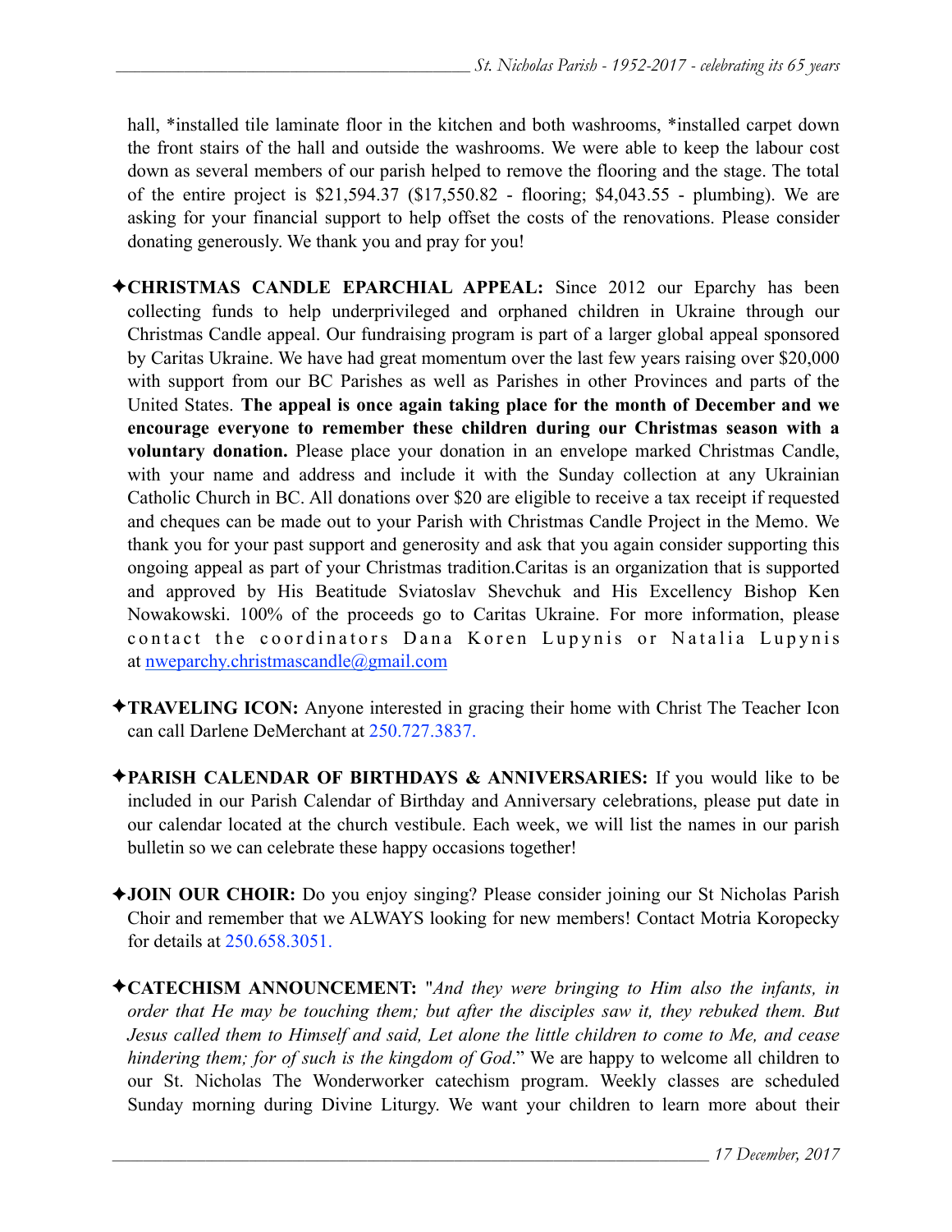hall, *installed tile laminate floor in the kitchen and both washrooms, *installed carpet down the front stairs of the hall and outside the washrooms. We were able to keep the labour cost down as several members of our parish helped to remove the flooring and the stage. The total of the entire project is $21,594.37 ($17,550.82 - flooring; $4,043.55 - plumbing). We are asking for your financial support to help offset the costs of the renovations. Please consider donating generously. We thank you and pray for you!

✦**CHRISTMAS CANDLE EPARCHIAL APPEAL:** Since 2012 our Eparchy has been collecting funds to help underprivileged and orphaned children in Ukraine through our Christmas Candle appeal. Our fundraising program is part of a larger global appeal sponsored by Caritas Ukraine. We have had great momentum over the last few years raising over $20,000 with support from our BC Parishes as well as Parishes in other Provinces and parts of the United States. **The appeal is once again taking place for the month of December and we encourage everyone to remember these children during our Christmas season with a voluntary donation.** Please place your donation in an envelope marked Christmas Candle, with your name and address and include it with the Sunday collection at any Ukrainian Catholic Church in BC. All donations over $20 are eligible to receive a tax receipt if requested and cheques can be made out to your Parish with Christmas Candle Project in the Memo. We thank you for your past support and generosity and ask that you again consider supporting this ongoing appeal as part of your Christmas tradition.Caritas is an organization that is supported and approved by His Beatitude Sviatoslav Shevchuk and His Excellency Bishop Ken Nowakowski. 100% of the proceeds go to Caritas Ukraine. For more information, please contact the coordinators Dana Koren Lupynis or Natalia Lupynis at nweparchy.christmascandle@gmail.com

✦**TRAVELING ICON:** Anyone interested in gracing their home with Christ The Teacher Icon can call Darlene DeMerchant at 250.727.3837.

✦**PARISH CALENDAR OF BIRTHDAYS & ANNIVERSARIES:** If you would like to be included in our Parish Calendar of Birthday and Anniversary celebrations, please put date in our calendar located at the church vestibule. Each week, we will list the names in our parish bulletin so we can celebrate these happy occasions together!

✦**JOIN OUR CHOIR:** Do you enjoy singing? Please consider joining our St Nicholas Parish Choir and remember that we ALWAYS looking for new members! Contact Motria Koropecky for details at 250.658.3051.

✦**CATECHISM ANNOUNCEMENT:** "*And they were bringing to Him also the infants, in order that He may be touching them; but after the disciples saw it, they rebuked them. But Jesus called them to Himself and said, Let alone the little children to come to Me, and cease hindering them; for of such is the kingdom of God*." We are happy to welcome all children to our St. Nicholas The Wonderworker catechism program. Weekly classes are scheduled Sunday morning during Divine Liturgy. We want your children to learn more about their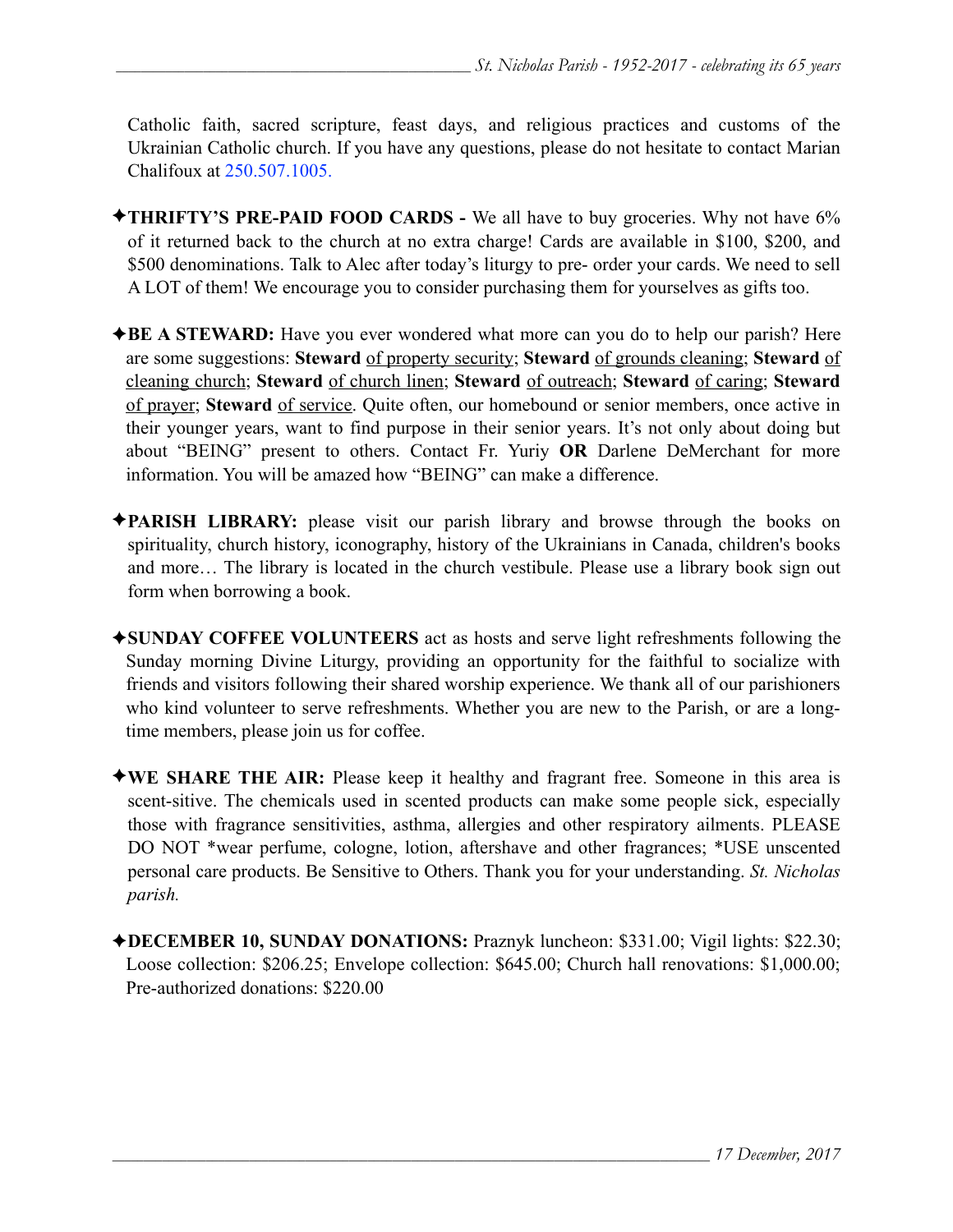Catholic faith, sacred scripture, feast days, and religious practices and customs of the Ukrainian Catholic church. If you have any questions, please do not hesitate to contact Marian Chalifoux at 250.507.1005.

✦**THRIFTY'S PRE-PAID FOOD CARDS -** We all have to buy groceries. Why not have 6% of it returned back to the church at no extra charge! Cards are available in $100, $200, and $500 denominations. Talk to Alec after today's liturgy to pre- order your cards. We need to sell A LOT of them! We encourage you to consider purchasing them for yourselves as gifts too.

✦**BE A STEWARD:** Have you ever wondered what more can you do to help our parish? Here are some suggestions: **Steward** <u>of property security</u>; **Steward** <u>of grounds cleaning</u>; **Steward** <u>of cleaning church</u>; **Steward** <u>of church linen</u>; **Steward** <u>of outreach</u>; **Steward** <u>of caring</u>; **Steward** <u>of prayer</u>; **Steward** <u>of service</u>. Quite often, our homebound or senior members, once active in their younger years, want to find purpose in their senior years. It's not only about doing but about "BEING" present to others. Contact Fr. Yuriy **OR** Darlene DeMerchant for more information. You will be amazed how "BEING" can make a difference.

✦**PARISH LIBRARY:** please visit our parish library and browse through the books on spirituality, church history, iconography, history of the Ukrainians in Canada, children's books and more… The library is located in the church vestibule. Please use a library book sign out form when borrowing a book.

✦**SUNDAY COFFEE VOLUNTEERS** act as hosts and serve light refreshments following the Sunday morning Divine Liturgy, providing an opportunity for the faithful to socialize with friends and visitors following their shared worship experience. We thank all of our parishioners who kind volunteer to serve refreshments. Whether you are new to the Parish, or are a long-time members, please join us for coffee.

✦**WE SHARE THE AIR:** Please keep it healthy and fragrant free. Someone in this area is scent-sitive. The chemicals used in scented products can make some people sick, especially those with fragrance sensitivities, asthma, allergies and other respiratory ailments. PLEASE DO NOT *wear perfume, cologne, lotion, aftershave and other fragrances; *USE unscented personal care products. Be Sensitive to Others. Thank you for your understanding. *St. Nicholas parish.*

✦**DECEMBER 10, SUNDAY DONATIONS:** Praznyk luncheon: $331.00; Vigil lights: $22.30; Loose collection: $206.25; Envelope collection: $645.00; Church hall renovations: $1,000.00; Pre-authorized donations: $220.00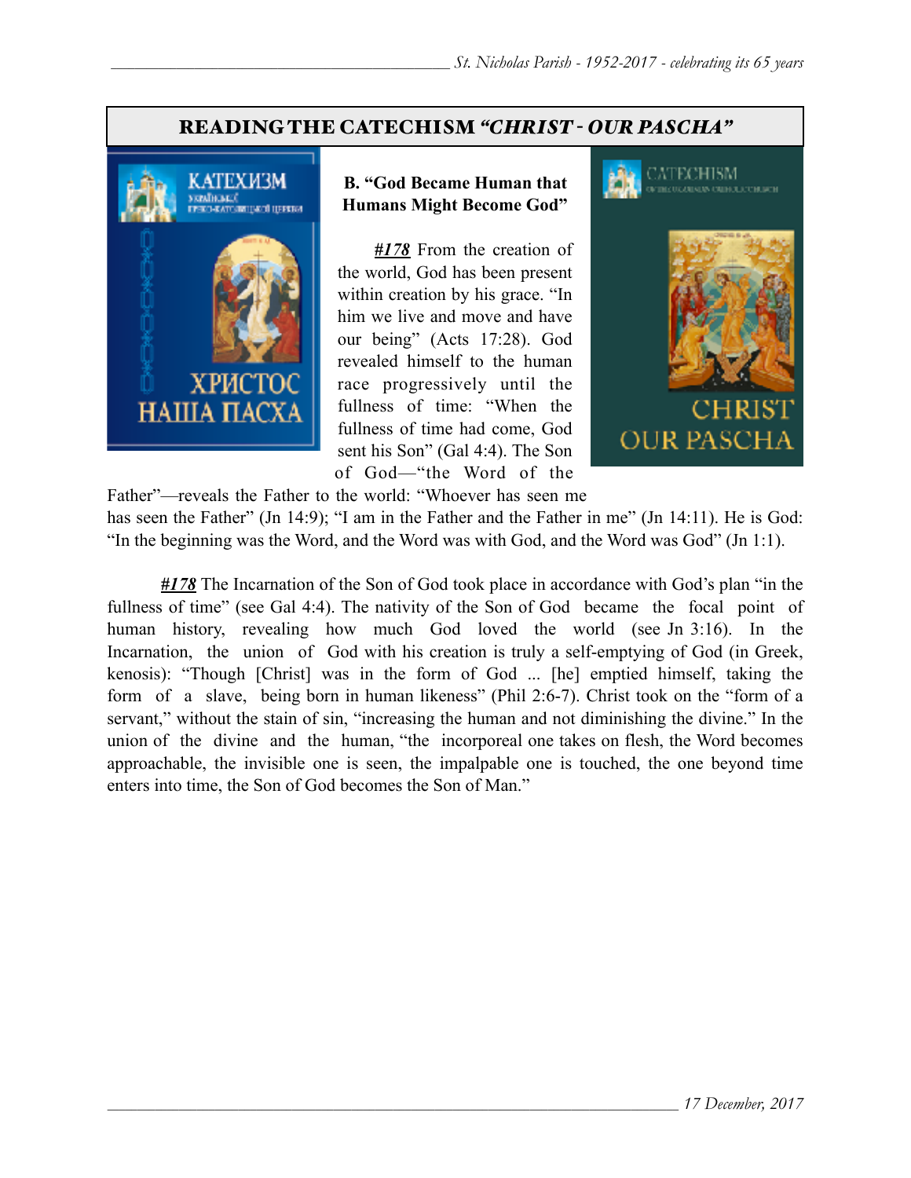## READING THE CATECHISM *"CHRIST - OUR PASCHA"*

**B. "God Became Human that Humans Might Become God"**

***#178*** From the creation of the world, God has been present within creation by his grace. "In him we live and move and have our being" (Acts 17:28). God revealed himself to the human race progressively until the fullness of time: "When the fullness of time had come, God sent his Son" (Gal 4:4). The Son of God—"the Word of the Father"—reveals the Father to the world: "Whoever has seen me has seen the Father" (Jn 14:9); "I am in the Father and the Father in me" (Jn 14:11). He is God: "In the beginning was the Word, and the Word was with God, and the Word was God" (Jn 1:1).

***#178*** The Incarnation of the Son of God took place in accordance with God's plan "in the fullness of time" (see Gal 4:4). The nativity of the Son of God became the focal point of human history, revealing how much God loved the world (see Jn 3:16). In the Incarnation, the union of God with his creation is truly a self-emptying of God (in Greek, kenosis): "Though [Christ] was in the form of God ... [he] emptied himself, taking the form of a slave, being born in human likeness" (Phil 2:6-7). Christ took on the "form of a servant," without the stain of sin, "increasing the human and not diminishing the divine." In the union of the divine and the human, "the incorporeal one takes on flesh, the Word becomes approachable, the invisible one is seen, the impalpable one is touched, the one beyond time enters into time, the Son of God becomes the Son of Man."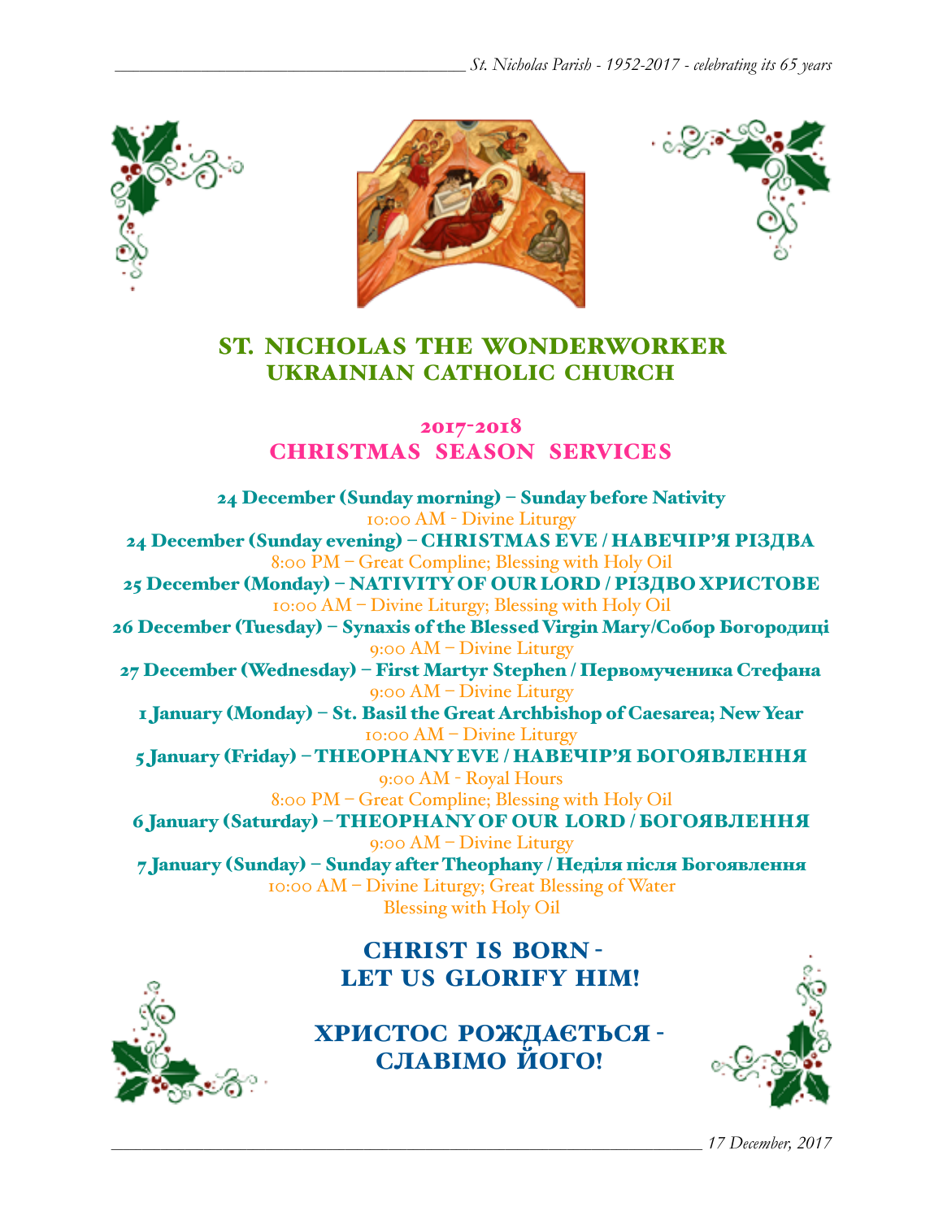# ST. NICHOLAS THE WONDERWORKER UKRAINIAN CATHOLIC CHURCH

## 2017-2018 CHRISTMAS SEASON SERVICES

**24 December (Sunday morning) – Sunday before Nativity**
10:00 AM - Divine Liturgy

**24 December (Sunday evening) – CHRISTMAS EVE / НАВЕЧІР'Я РІЗДВА**
8:00 PM – Great Compline; Blessing with Holy Oil

**25 December (Monday) – NATIVITY OF OUR LORD / РІЗДВО ХРИСТОВЕ**
10:00 AM – Divine Liturgy; Blessing with Holy Oil

**26 December (Tuesday) – Synaxis of the Blessed Virgin Mary/Собор Богородиці**
9:00 AM – Divine Liturgy

**27 December (Wednesday) – First Martyr Stephen / Первомученика Стефана**
9:00 AM – Divine Liturgy

**1 January (Monday) – St. Basil the Great Archbishop of Caesarea; New Year**
10:00 AM – Divine Liturgy

**5 January (Friday) – THEOPHANY EVE / НАВЕЧІР'Я БОГОЯВЛЕННЯ**
9:00 AM - Royal Hours
8:00 PM – Great Compline; Blessing with Holy Oil

**6 January (Saturday) – THEOPHANY OF OUR LORD / БОГОЯВЛЕННЯ**
9:00 AM – Divine Liturgy

**7 January (Sunday) – Sunday after Theophany / Неділя після Богоявлення**
10:00 AM – Divine Liturgy; Great Blessing of Water
Blessing with Holy Oil

## CHRIST IS BORN - LET US GLORIFY HIM!

## ХРИСТОС РОЖДАЄТЬСЯ - СЛАВІМО ЙОГО!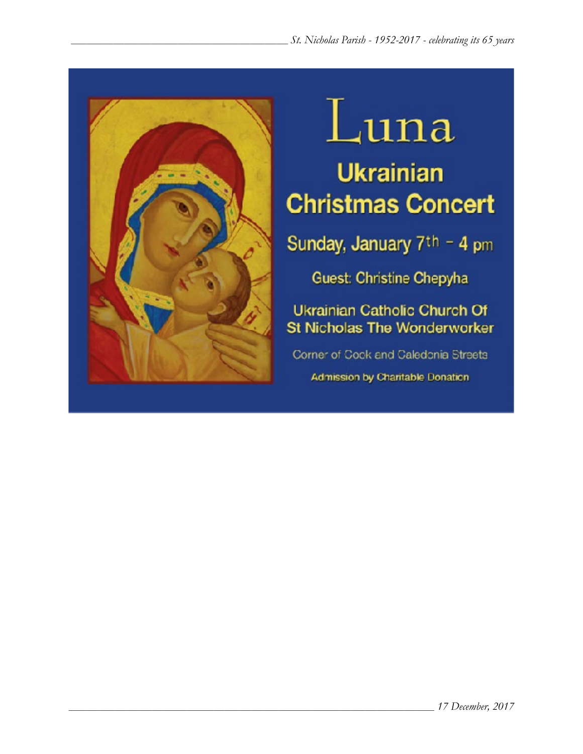# Luna

## Ukrainian Christmas Concert

Sunday, January 7th – 4 pm

Guest: Christine Chepyha

**Ukrainian Catholic Church Of St Nicholas The Wonderworker**

Corner of Cook and Caledonia Streets

**Admission by Charitable Donation**